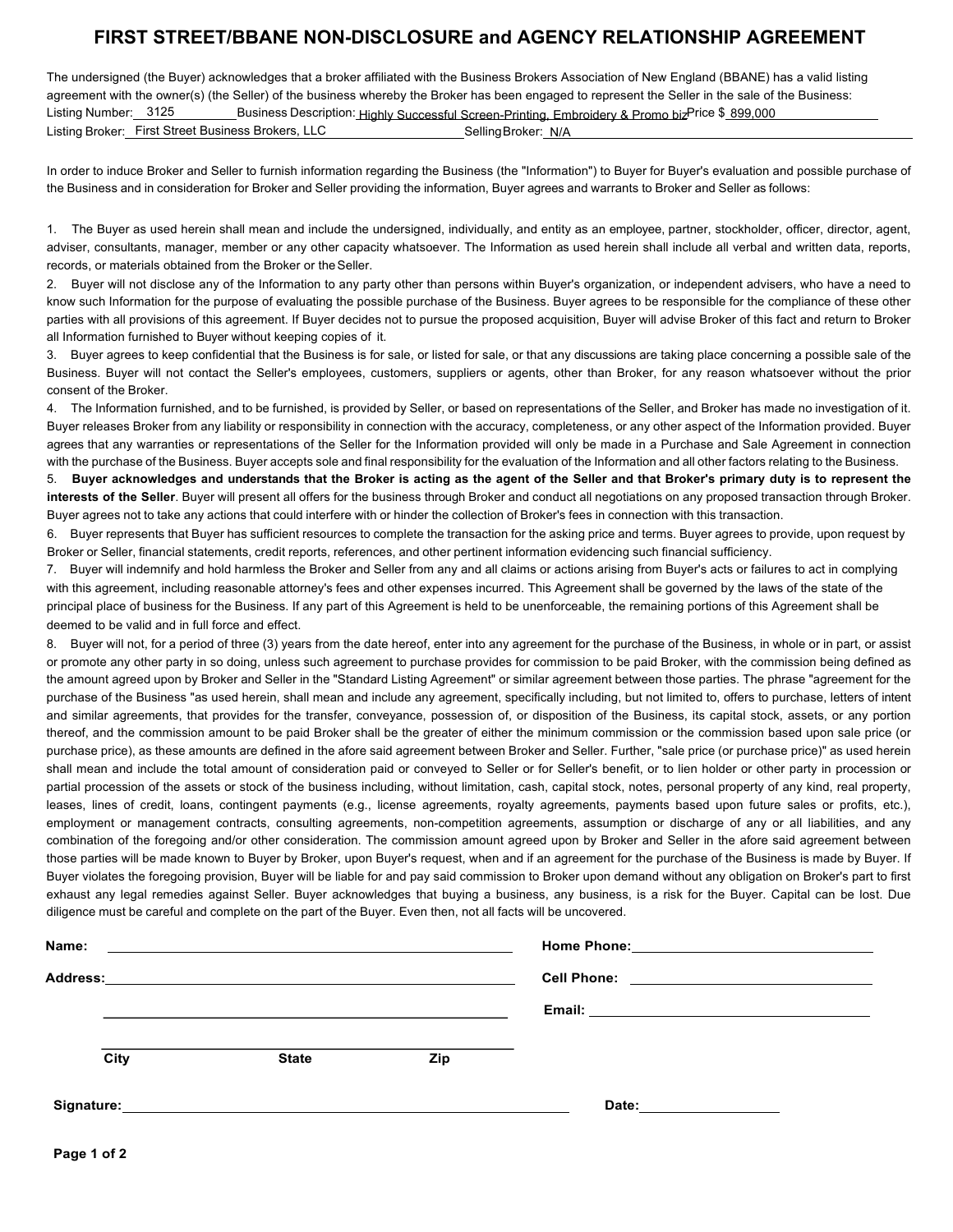# FIRST STREET/BBANE NON-DISCLOSURE and AGENCY RELATIONSHIP AGREEMENT

The undersigned (the Buyer) acknowledges that a broker affiliated with the Business Brokers Association of New England (BBANE) has a valid listing agreement with the owner(s) (the Seller) of the business whereby the Broker has been engaged to represent the Seller in the sale of the Business:

Listing Number: 3125 Business Description: Highly Successful Screen-Printing, Embroidery & Promo biz Price $ 899,000

Listing Broker: First Street Business Brokers, LLC Selling Broker: N/A

In order to induce Broker and Seller to furnish information regarding the Business (the "Information") to Buyer for Buyer's evaluation and possible purchase of the Business and in consideration for Broker and Seller providing the information, Buyer agrees and warrants to Broker and Seller as follows:

1. The Buyer as used herein shall mean and include the undersigned, individually, and entity as an employee, partner, stockholder, officer, director, agent, adviser, consultants, manager, member or any other capacity whatsoever. The Information as used herein shall include all verbal and written data, reports, records, or materials obtained from the Broker or the Seller.
2. Buyer will not disclose any of the Information to any party other than persons within Buyer's organization, or independent advisers, who have a need to know such Information for the purpose of evaluating the possible purchase of the Business. Buyer agrees to be responsible for the compliance of these other parties with all provisions of this agreement. If Buyer decides not to pursue the proposed acquisition, Buyer will advise Broker of this fact and return to Broker all Information furnished to Buyer without keeping copies of it.
3. Buyer agrees to keep confidential that the Business is for sale, or listed for sale, or that any discussions are taking place concerning a possible sale of the Business. Buyer will not contact the Seller's employees, customers, suppliers or agents, other than Broker, for any reason whatsoever without the prior consent of the Broker.
4. The Information furnished, and to be furnished, is provided by Seller, or based on representations of the Seller, and Broker has made no investigation of it. Buyer releases Broker from any liability or responsibility in connection with the accuracy, completeness, or any other aspect of the Information provided. Buyer agrees that any warranties or representations of the Seller for the Information provided will only be made in a Purchase and Sale Agreement in connection with the purchase of the Business. Buyer accepts sole and final responsibility for the evaluation of the Information and all other factors relating to the Business.
5. **Buyer acknowledges and understands that the Broker is acting as the agent of the Seller and that Broker's primary duty is to represent the interests of the Seller**. Buyer will present all offers for the business through Broker and conduct all negotiations on any proposed transaction through Broker. Buyer agrees not to take any actions that could interfere with or hinder the collection of Broker's fees in connection with this transaction.
6. Buyer represents that Buyer has sufficient resources to complete the transaction for the asking price and terms. Buyer agrees to provide, upon request by Broker or Seller, financial statements, credit reports, references, and other pertinent information evidencing such financial sufficiency.
7. Buyer will indemnify and hold harmless the Broker and Seller from any and all claims or actions arising from Buyer's acts or failures to act in complying with this agreement, including reasonable attorney's fees and other expenses incurred. This Agreement shall be governed by the laws of the state of the principal place of business for the Business. If any part of this Agreement is held to be unenforceable, the remaining portions of this Agreement shall be deemed to be valid and in full force and effect.
8. Buyer will not, for a period of three (3) years from the date hereof, enter into any agreement for the purchase of the Business, in whole or in part, or assist or promote any other party in so doing, unless such agreement to purchase provides for commission to be paid Broker, with the commission being defined as the amount agreed upon by Broker and Seller in the "Standard Listing Agreement" or similar agreement between those parties. The phrase "agreement for the purchase of the Business "as used herein, shall mean and include any agreement, specifically including, but not limited to, offers to purchase, letters of intent and similar agreements, that provides for the transfer, conveyance, possession of, or disposition of the Business, its capital stock, assets, or any portion thereof, and the commission amount to be paid Broker shall be the greater of either the minimum commission or the commission based upon sale price (or purchase price), as these amounts are defined in the afore said agreement between Broker and Seller. Further, "sale price (or purchase price)" as used herein shall mean and include the total amount of consideration paid or conveyed to Seller or for Seller's benefit, or to lien holder or other party in procession or partial procession of the assets or stock of the business including, without limitation, cash, capital stock, notes, personal property of any kind, real property, leases, lines of credit, loans, contingent payments (e.g., license agreements, royalty agreements, payments based upon future sales or profits, etc.), employment or management contracts, consulting agreements, non-competition agreements, assumption or discharge of any or all liabilities, and any combination of the foregoing and/or other consideration. The commission amount agreed upon by Broker and Seller in the afore said agreement between those parties will be made known to Buyer by Broker, upon Buyer's request, when and if an agreement for the purchase of the Business is made by Buyer. If Buyer violates the foregoing provision, Buyer will be liable for and pay said commission to Broker upon demand without any obligation on Broker's part to first exhaust any legal remedies against Seller. Buyer acknowledges that buying a business, any business, is a risk for the Buyer. Capital can be lost. Due diligence must be careful and complete on the part of the Buyer. Even then, not all facts will be uncovered.

**Name:** ______________________ **Home Phone:** ______________________

**Address:** ______________________ **Cell Phone:** ______________________

______________________ **Email:** ______________________

______________________
**City** **State** **Zip**

**Signature:** ______________________ **Date:** ______________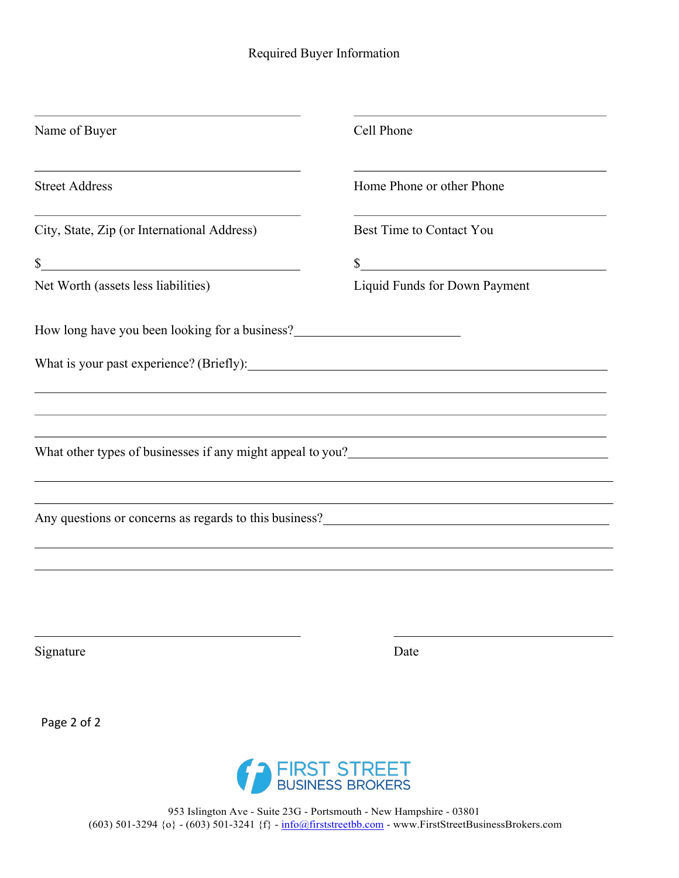# Required Buyer Information

Name of Buyer

Cell Phone

Street Address

Home Phone or other Phone

City, State, Zip (or International Address)

Best Time to Contact You

$\_\_\_\_\_\_\_\_\_\_\_\_\_\_\_\_\_\_\_\_\_\_\_\_\_

Net Worth (assets less liabilities)

$\_\_\_\_\_\_\_\_\_\_\_\_\_\_\_\_\_\_\_\_\_\_\_\_\_

Liquid Funds for Down Payment

How long have you been looking for a business?\_\_\_\_\_\_\_\_\_\_\_\_\_\_\_\_\_\_\_\_\_\_\_\_\_

What is your past experience? (Briefly):\_\_\_\_\_\_\_\_\_\_\_\_\_\_\_\_\_\_\_\_\_\_\_\_\_\_\_\_\_\_\_\_\_\_\_\_\_\_\_\_\_\_\_\_\_\_\_\_

What other types of businesses if any might appeal to you?\_\_\_\_\_\_\_\_\_\_\_\_\_\_\_\_\_\_\_\_\_\_\_\_\_\_\_\_\_\_\_\_\_\_\_\_

Any questions or concerns as regards to this business?\_\_\_\_\_\_\_\_\_\_\_\_\_\_\_\_\_\_\_\_\_\_\_\_\_\_\_\_\_\_\_\_\_\_\_\_\_\_\_\_

Signature

Date

FIRST STREET BUSINESS BROKERS

953 Islington Ave - Suite 23G - Portsmouth - New Hampshire - 03801
(603) 501-3294 {o} - (603) 501-3241 {f} - info@firststreetbb.com - www.FirstStreetBusinessBrokers.com